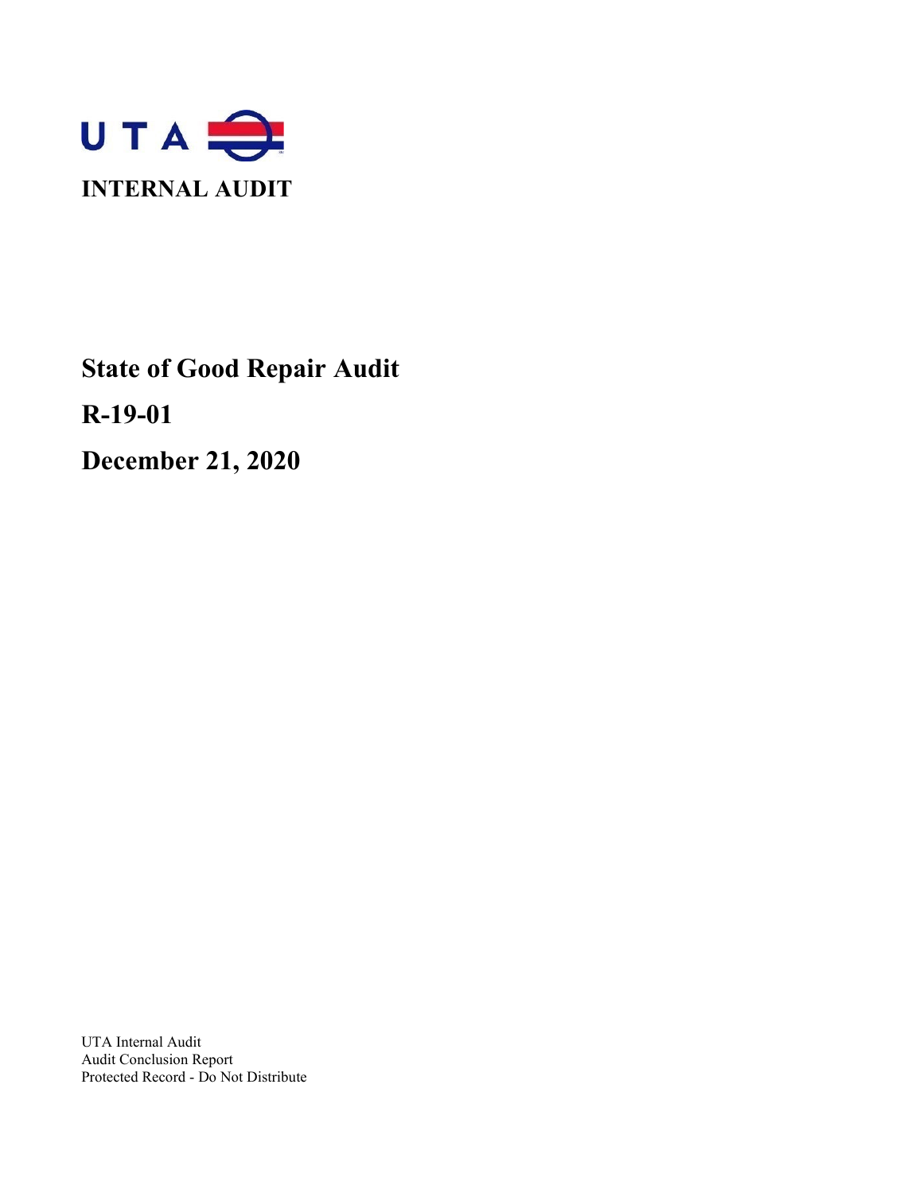UTA

# INTERNAL AUDIT

# State of Good Repair Audit

# R-19-01

# December 21, 2020

UTA Internal Audit
Audit Conclusion Report
Protected Record - Do Not Distribute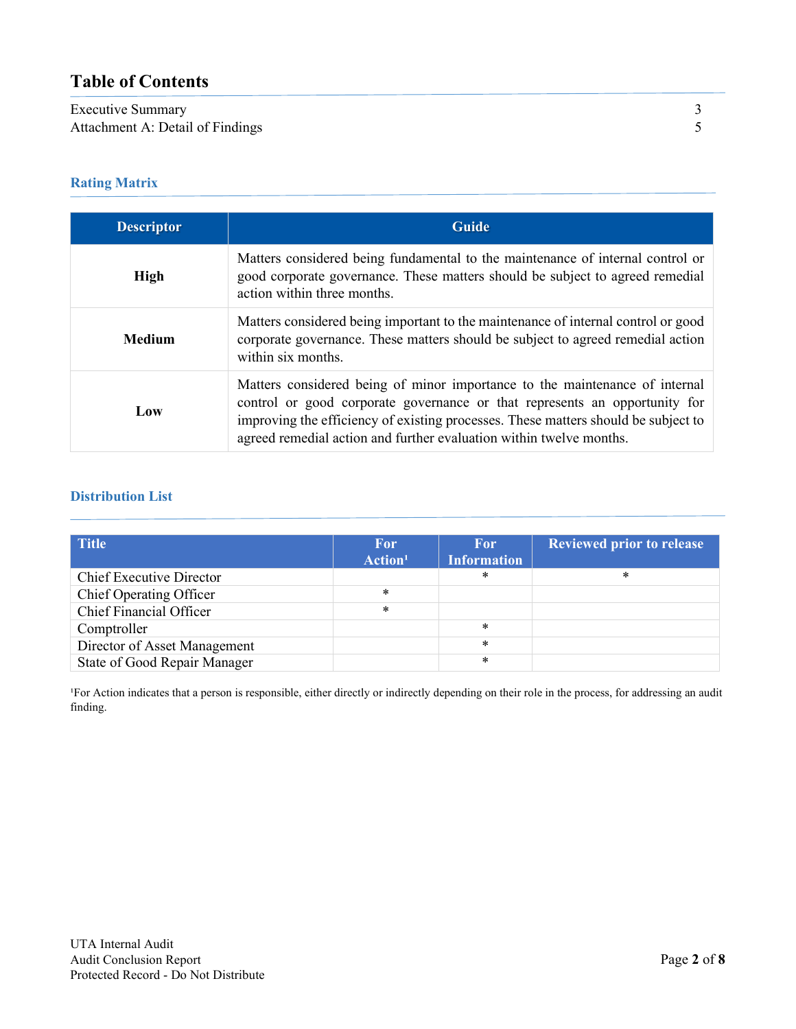## Table of Contents

| | |
|---|---|
| Executive Summary | 3 |
| Attachment A: Detail of Findings | 5 |

### Rating Matrix

| Descriptor | Guide |
|---|---|
| **High** | Matters considered being fundamental to the maintenance of internal control or good corporate governance. These matters should be subject to agreed remedial action within three months. |
| **Medium** | Matters considered being important to the maintenance of internal control or good corporate governance. These matters should be subject to agreed remedial action within six months. |
| **Low** | Matters considered being of minor importance to the maintenance of internal control or good corporate governance or that represents an opportunity for improving the efficiency of existing processes. These matters should be subject to agreed remedial action and further evaluation within twelve months. |

### Distribution List

| Title | For Action[1] | For Information | Reviewed prior to release |
|---|---|---|---|
| Chief Executive Director | | * | * |
| Chief Operating Officer | * | | |
| Chief Financial Officer | * | | |
| Comptroller | | * | |
| Director of Asset Management | | * | |
| State of Good Repair Manager | | * | |

[1]For Action indicates that a person is responsible, either directly or indirectly depending on their role in the process, for addressing an audit finding.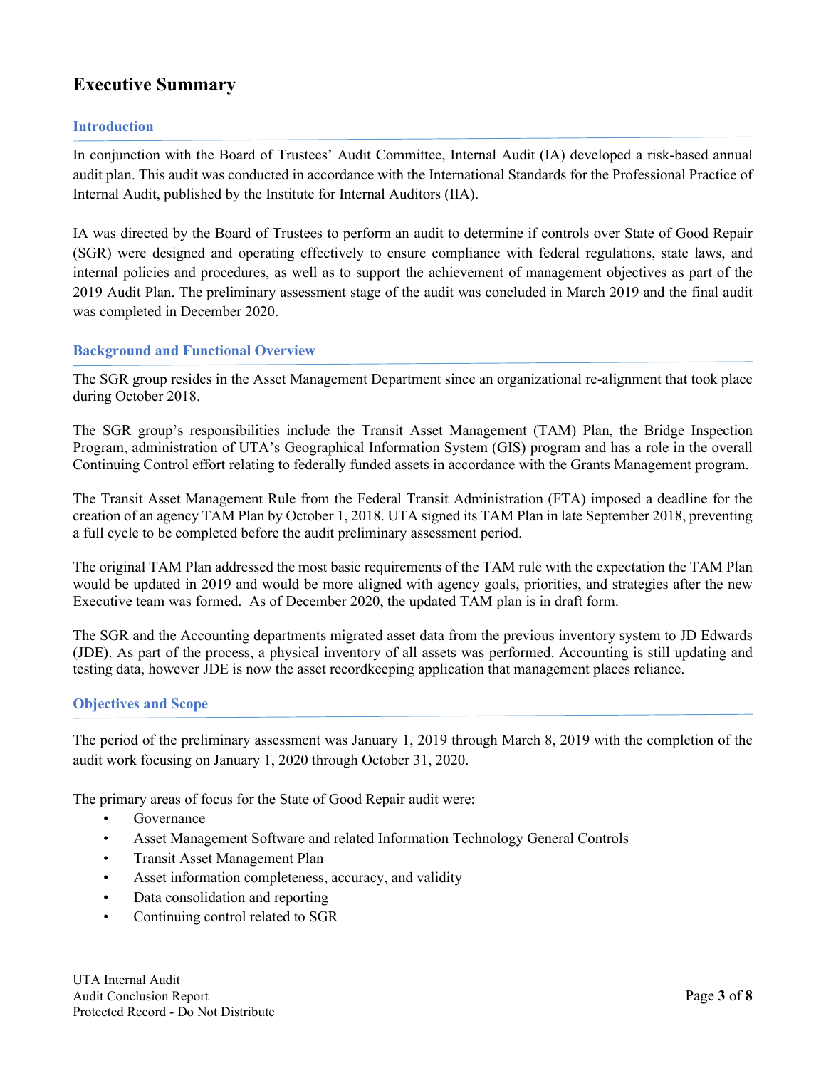# Executive Summary

## Introduction

In conjunction with the Board of Trustees' Audit Committee, Internal Audit (IA) developed a risk-based annual audit plan. This audit was conducted in accordance with the International Standards for the Professional Practice of Internal Audit, published by the Institute for Internal Auditors (IIA).

IA was directed by the Board of Trustees to perform an audit to determine if controls over State of Good Repair (SGR) were designed and operating effectively to ensure compliance with federal regulations, state laws, and internal policies and procedures, as well as to support the achievement of management objectives as part of the 2019 Audit Plan. The preliminary assessment stage of the audit was concluded in March 2019 and the final audit was completed in December 2020.

## Background and Functional Overview

The SGR group resides in the Asset Management Department since an organizational re-alignment that took place during October 2018.

The SGR group's responsibilities include the Transit Asset Management (TAM) Plan, the Bridge Inspection Program, administration of UTA's Geographical Information System (GIS) program and has a role in the overall Continuing Control effort relating to federally funded assets in accordance with the Grants Management program.

The Transit Asset Management Rule from the Federal Transit Administration (FTA) imposed a deadline for the creation of an agency TAM Plan by October 1, 2018. UTA signed its TAM Plan in late September 2018, preventing a full cycle to be completed before the audit preliminary assessment period.

The original TAM Plan addressed the most basic requirements of the TAM rule with the expectation the TAM Plan would be updated in 2019 and would be more aligned with agency goals, priorities, and strategies after the new Executive team was formed. As of December 2020, the updated TAM plan is in draft form.

The SGR and the Accounting departments migrated asset data from the previous inventory system to JD Edwards (JDE). As part of the process, a physical inventory of all assets was performed. Accounting is still updating and testing data, however JDE is now the asset recordkeeping application that management places reliance.

## Objectives and Scope

The period of the preliminary assessment was January 1, 2019 through March 8, 2019 with the completion of the audit work focusing on January 1, 2020 through October 31, 2020.

The primary areas of focus for the State of Good Repair audit were:

- Governance
- Asset Management Software and related Information Technology General Controls
- Transit Asset Management Plan
- Asset information completeness, accuracy, and validity
- Data consolidation and reporting
- Continuing control related to SGR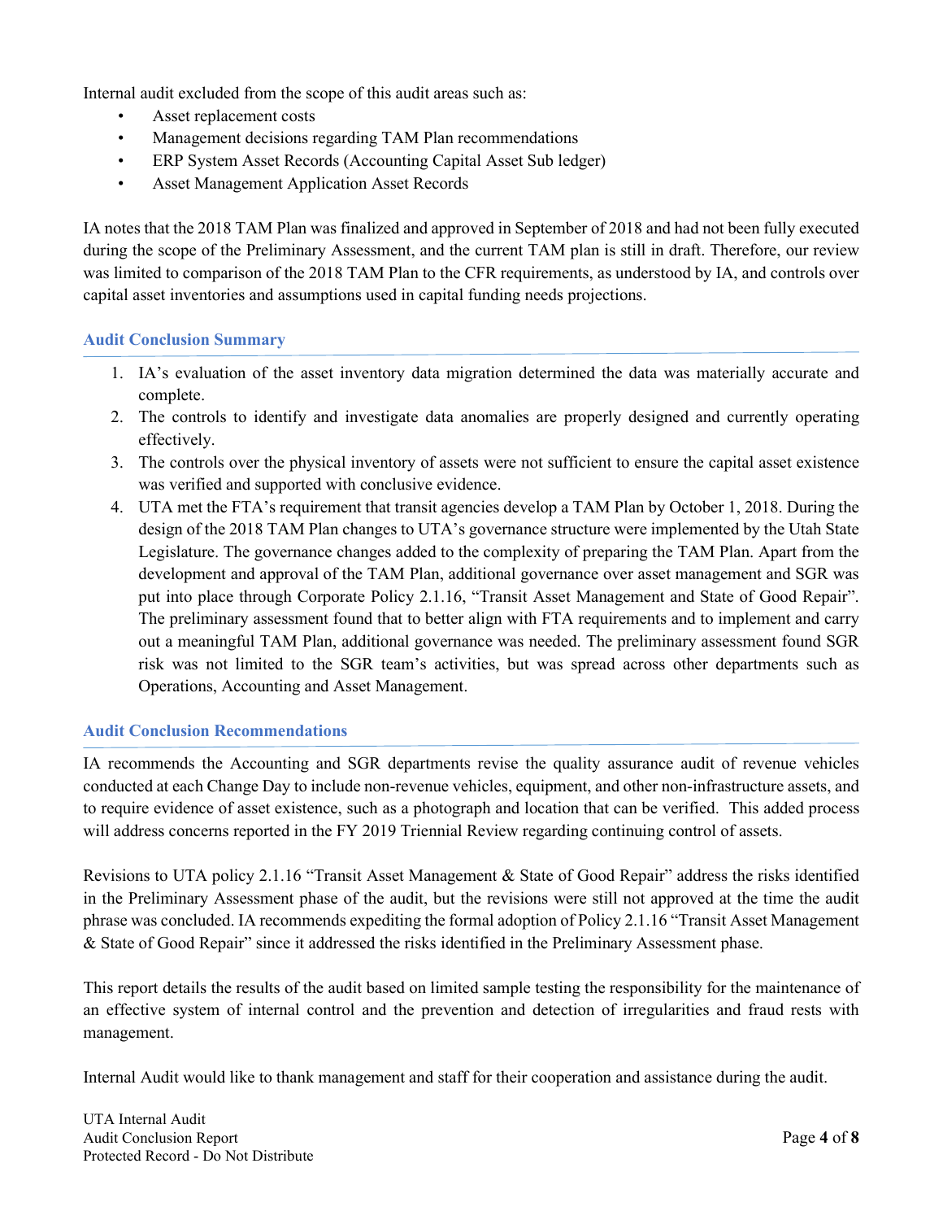Internal audit excluded from the scope of this audit areas such as:

- Asset replacement costs
- Management decisions regarding TAM Plan recommendations
- ERP System Asset Records (Accounting Capital Asset Sub ledger)
- Asset Management Application Asset Records

IA notes that the 2018 TAM Plan was finalized and approved in September of 2018 and had not been fully executed during the scope of the Preliminary Assessment, and the current TAM plan is still in draft. Therefore, our review was limited to comparison of the 2018 TAM Plan to the CFR requirements, as understood by IA, and controls over capital asset inventories and assumptions used in capital funding needs projections.

## Audit Conclusion Summary

1. IA's evaluation of the asset inventory data migration determined the data was materially accurate and complete.
2. The controls to identify and investigate data anomalies are properly designed and currently operating effectively.
3. The controls over the physical inventory of assets were not sufficient to ensure the capital asset existence was verified and supported with conclusive evidence.
4. UTA met the FTA's requirement that transit agencies develop a TAM Plan by October 1, 2018. During the design of the 2018 TAM Plan changes to UTA's governance structure were implemented by the Utah State Legislature. The governance changes added to the complexity of preparing the TAM Plan. Apart from the development and approval of the TAM Plan, additional governance over asset management and SGR was put into place through Corporate Policy 2.1.16, "Transit Asset Management and State of Good Repair". The preliminary assessment found that to better align with FTA requirements and to implement and carry out a meaningful TAM Plan, additional governance was needed. The preliminary assessment found SGR risk was not limited to the SGR team's activities, but was spread across other departments such as Operations, Accounting and Asset Management.

## Audit Conclusion Recommendations

IA recommends the Accounting and SGR departments revise the quality assurance audit of revenue vehicles conducted at each Change Day to include non-revenue vehicles, equipment, and other non-infrastructure assets, and to require evidence of asset existence, such as a photograph and location that can be verified. This added process will address concerns reported in the FY 2019 Triennial Review regarding continuing control of assets.

Revisions to UTA policy 2.1.16 "Transit Asset Management & State of Good Repair" address the risks identified in the Preliminary Assessment phase of the audit, but the revisions were still not approved at the time the audit phrase was concluded. IA recommends expediting the formal adoption of Policy 2.1.16 "Transit Asset Management & State of Good Repair" since it addressed the risks identified in the Preliminary Assessment phase.

This report details the results of the audit based on limited sample testing the responsibility for the maintenance of an effective system of internal control and the prevention and detection of irregularities and fraud rests with management.

Internal Audit would like to thank management and staff for their cooperation and assistance during the audit.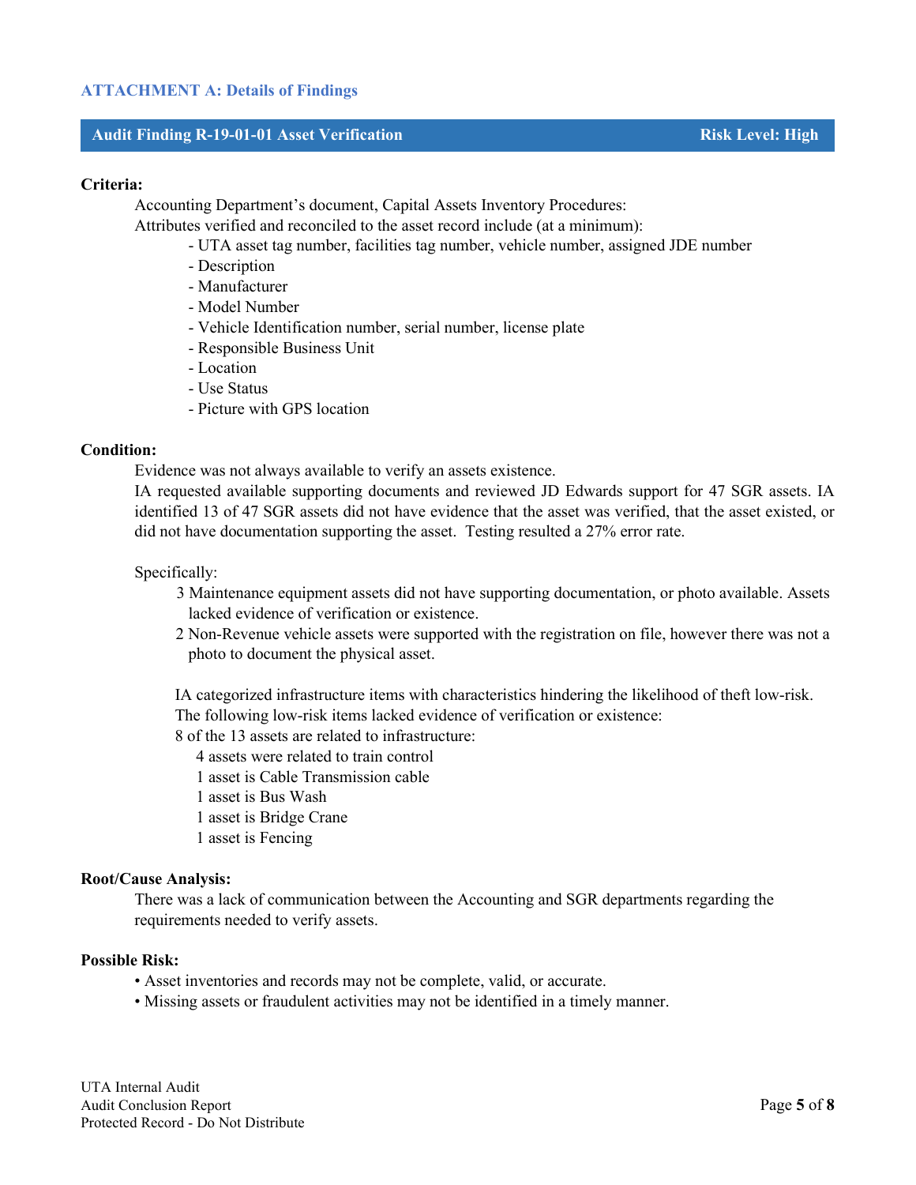## ATTACHMENT A: Details of Findings

| Audit Finding R-19-01-01 Asset Verification | Risk Level: High |
| --- | --- |

**Criteria:**

Accounting Department's document, Capital Assets Inventory Procedures:
Attributes verified and reconciled to the asset record include (at a minimum):

- UTA asset tag number, facilities tag number, vehicle number, assigned JDE number
- Description
- Manufacturer
- Model Number
- Vehicle Identification number, serial number, license plate
- Responsible Business Unit
- Location
- Use Status
- Picture with GPS location

**Condition:**

Evidence was not always available to verify an assets existence.
IA requested available supporting documents and reviewed JD Edwards support for 47 SGR assets. IA identified 13 of 47 SGR assets did not have evidence that the asset was verified, that the asset existed, or did not have documentation supporting the asset. Testing resulted a 27% error rate.

Specifically:

3 Maintenance equipment assets did not have supporting documentation, or photo available. Assets lacked evidence of verification or existence.

2 Non-Revenue vehicle assets were supported with the registration on file, however there was not a photo to document the physical asset.

IA categorized infrastructure items with characteristics hindering the likelihood of theft low-risk. The following low-risk items lacked evidence of verification or existence:

8 of the 13 assets are related to infrastructure:

- 4 assets were related to train control
- 1 asset is Cable Transmission cable
- 1 asset is Bus Wash
- 1 asset is Bridge Crane
- 1 asset is Fencing

**Root/Cause Analysis:**

There was a lack of communication between the Accounting and SGR departments regarding the requirements needed to verify assets.

**Possible Risk:**

- Asset inventories and records may not be complete, valid, or accurate.
- Missing assets or fraudulent activities may not be identified in a timely manner.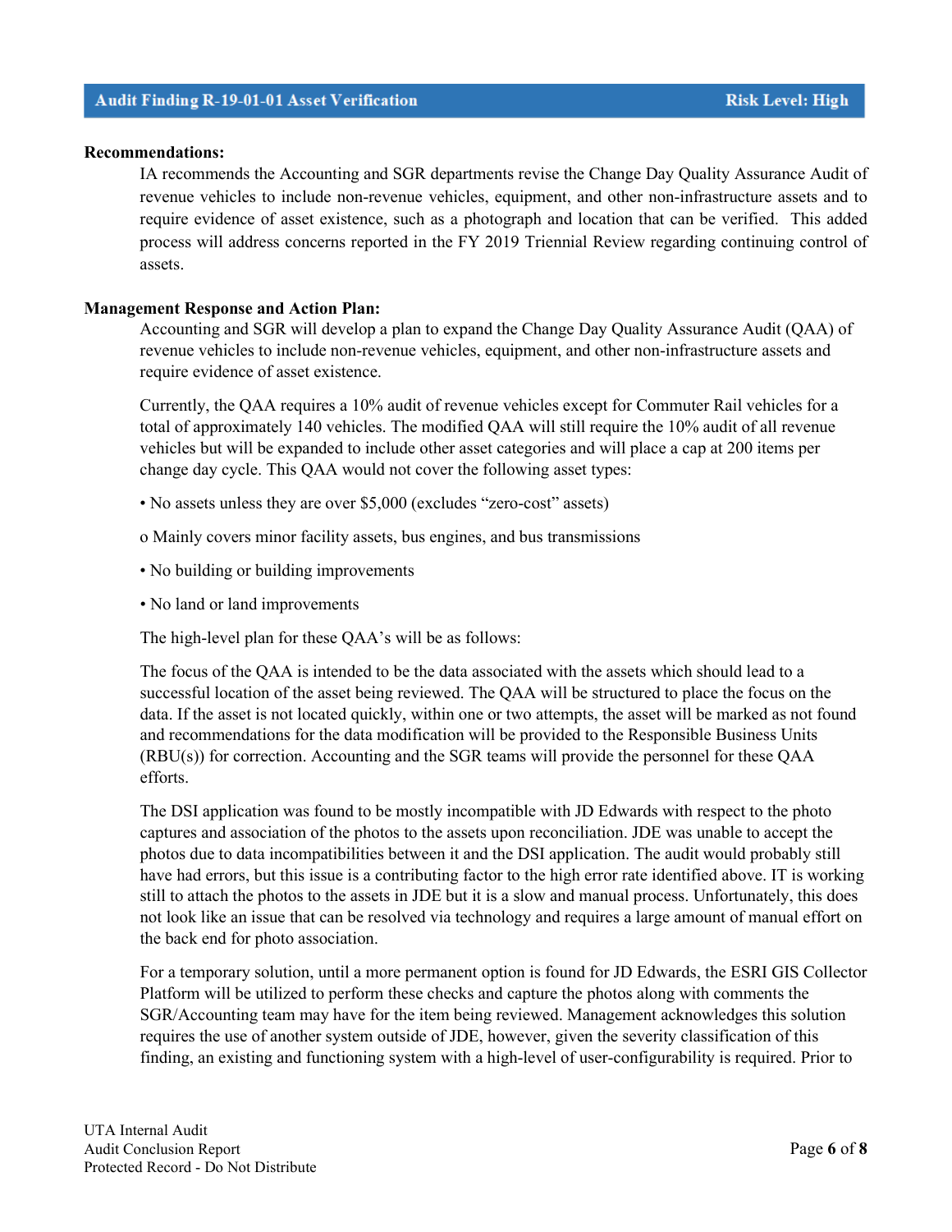## Audit Finding R-19-01-01 Asset Verification — Risk Level: High

**Recommendations:**

IA recommends the Accounting and SGR departments revise the Change Day Quality Assurance Audit of revenue vehicles to include non-revenue vehicles, equipment, and other non-infrastructure assets and to require evidence of asset existence, such as a photograph and location that can be verified. This added process will address concerns reported in the FY 2019 Triennial Review regarding continuing control of assets.

**Management Response and Action Plan:**

Accounting and SGR will develop a plan to expand the Change Day Quality Assurance Audit (QAA) of revenue vehicles to include non-revenue vehicles, equipment, and other non-infrastructure assets and require evidence of asset existence.

Currently, the QAA requires a 10% audit of revenue vehicles except for Commuter Rail vehicles for a total of approximately 140 vehicles. The modified QAA will still require the 10% audit of all revenue vehicles but will be expanded to include other asset categories and will place a cap at 200 items per change day cycle. This QAA would not cover the following asset types:

- No assets unless they are over $5,000 (excludes "zero-cost" assets)
  - Mainly covers minor facility assets, bus engines, and bus transmissions
- No building or building improvements
- No land or land improvements

The high-level plan for these QAA's will be as follows:

The focus of the QAA is intended to be the data associated with the assets which should lead to a successful location of the asset being reviewed. The QAA will be structured to place the focus on the data. If the asset is not located quickly, within one or two attempts, the asset will be marked as not found and recommendations for the data modification will be provided to the Responsible Business Units (RBU(s)) for correction. Accounting and the SGR teams will provide the personnel for these QAA efforts.

The DSI application was found to be mostly incompatible with JD Edwards with respect to the photo captures and association of the photos to the assets upon reconciliation. JDE was unable to accept the photos due to data incompatibilities between it and the DSI application. The audit would probably still have had errors, but this issue is a contributing factor to the high error rate identified above. IT is working still to attach the photos to the assets in JDE but it is a slow and manual process. Unfortunately, this does not look like an issue that can be resolved via technology and requires a large amount of manual effort on the back end for photo association.

For a temporary solution, until a more permanent option is found for JD Edwards, the ESRI GIS Collector Platform will be utilized to perform these checks and capture the photos along with comments the SGR/Accounting team may have for the item being reviewed. Management acknowledges this solution requires the use of another system outside of JDE, however, given the severity classification of this finding, an existing and functioning system with a high-level of user-configurability is required. Prior to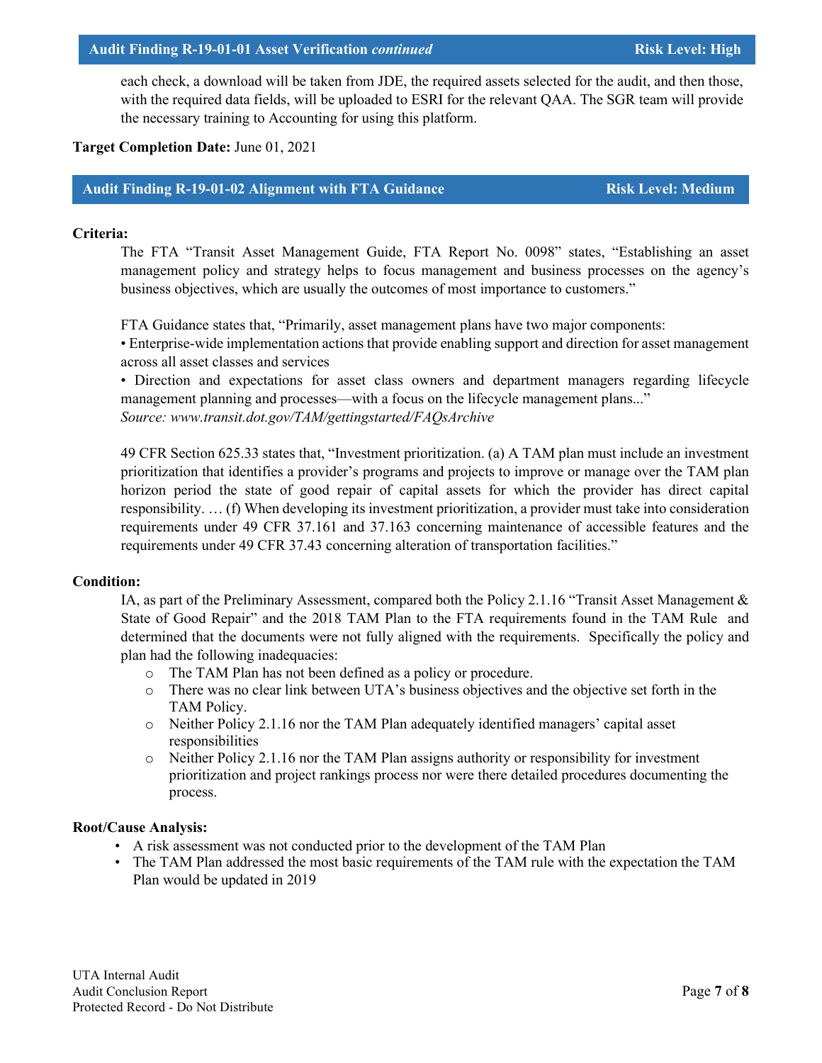## Audit Finding R-19-01-01 Asset Verification *continued* — Risk Level: High

each check, a download will be taken from JDE, the required assets selected for the audit, and then those, with the required data fields, will be uploaded to ESRI for the relevant QAA. The SGR team will provide the necessary training to Accounting for using this platform.

**Target Completion Date:** June 01, 2021

## Audit Finding R-19-01-02 Alignment with FTA Guidance — Risk Level: Medium

**Criteria:**

The FTA "Transit Asset Management Guide, FTA Report No. 0098" states, "Establishing an asset management policy and strategy helps to focus management and business processes on the agency's business objectives, which are usually the outcomes of most importance to customers."

FTA Guidance states that, "Primarily, asset management plans have two major components:
• Enterprise-wide implementation actions that provide enabling support and direction for asset management across all asset classes and services
• Direction and expectations for asset class owners and department managers regarding lifecycle management planning and processes—with a focus on the lifecycle management plans..."
*Source: www.transit.dot.gov/TAM/gettingstarted/FAQsArchive*

49 CFR Section 625.33 states that, "Investment prioritization. (a) A TAM plan must include an investment prioritization that identifies a provider's programs and projects to improve or manage over the TAM plan horizon period the state of good repair of capital assets for which the provider has direct capital responsibility. … (f) When developing its investment prioritization, a provider must take into consideration requirements under 49 CFR 37.161 and 37.163 concerning maintenance of accessible features and the requirements under 49 CFR 37.43 concerning alteration of transportation facilities."

**Condition:**

IA, as part of the Preliminary Assessment, compared both the Policy 2.1.16 "Transit Asset Management & State of Good Repair" and the 2018 TAM Plan to the FTA requirements found in the TAM Rule and determined that the documents were not fully aligned with the requirements. Specifically the policy and plan had the following inadequacies:

- The TAM Plan has not been defined as a policy or procedure.
- There was no clear link between UTA's business objectives and the objective set forth in the TAM Policy.
- Neither Policy 2.1.16 nor the TAM Plan adequately identified managers' capital asset responsibilities
- Neither Policy 2.1.16 nor the TAM Plan assigns authority or responsibility for investment prioritization and project rankings process nor were there detailed procedures documenting the process.

**Root/Cause Analysis:**

- A risk assessment was not conducted prior to the development of the TAM Plan
- The TAM Plan addressed the most basic requirements of the TAM rule with the expectation the TAM Plan would be updated in 2019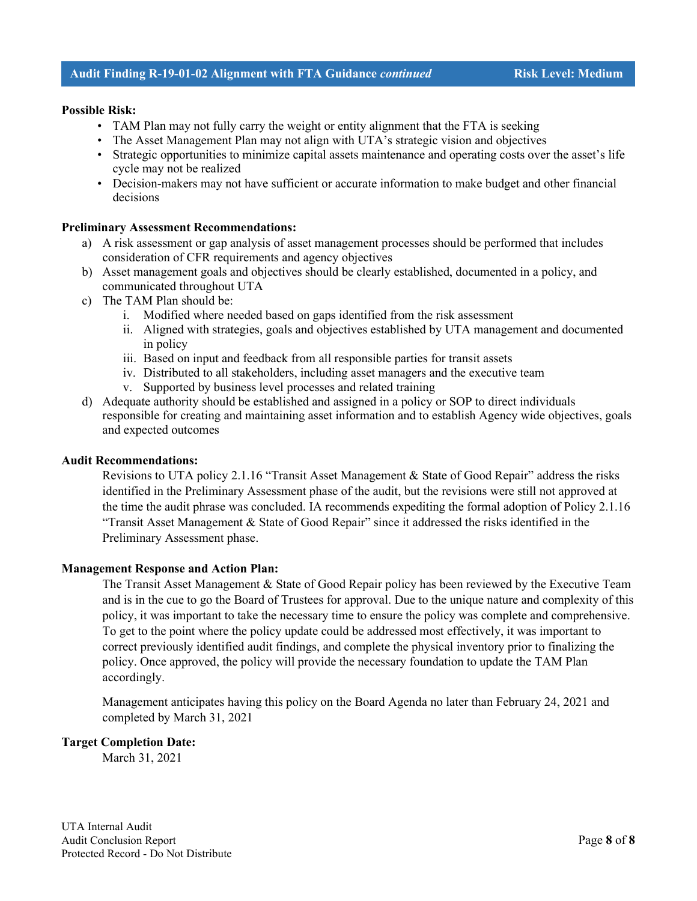**Audit Finding R-19-01-02 Alignment with FTA Guidance *continued*** **Risk Level: Medium**

**Possible Risk:**

- TAM Plan may not fully carry the weight or entity alignment that the FTA is seeking
- The Asset Management Plan may not align with UTA's strategic vision and objectives
- Strategic opportunities to minimize capital assets maintenance and operating costs over the asset's life cycle may not be realized
- Decision-makers may not have sufficient or accurate information to make budget and other financial decisions

**Preliminary Assessment Recommendations:**

a) A risk assessment or gap analysis of asset management processes should be performed that includes consideration of CFR requirements and agency objectives
b) Asset management goals and objectives should be clearly established, documented in a policy, and communicated throughout UTA
c) The TAM Plan should be:
   i. Modified where needed based on gaps identified from the risk assessment
   ii. Aligned with strategies, goals and objectives established by UTA management and documented in policy
   iii. Based on input and feedback from all responsible parties for transit assets
   iv. Distributed to all stakeholders, including asset managers and the executive team
   v. Supported by business level processes and related training
d) Adequate authority should be established and assigned in a policy or SOP to direct individuals responsible for creating and maintaining asset information and to establish Agency wide objectives, goals and expected outcomes

**Audit Recommendations:**

Revisions to UTA policy 2.1.16 "Transit Asset Management & State of Good Repair" address the risks identified in the Preliminary Assessment phase of the audit, but the revisions were still not approved at the time the audit phrase was concluded. IA recommends expediting the formal adoption of Policy 2.1.16 "Transit Asset Management & State of Good Repair" since it addressed the risks identified in the Preliminary Assessment phase.

**Management Response and Action Plan:**

The Transit Asset Management & State of Good Repair policy has been reviewed by the Executive Team and is in the cue to go the Board of Trustees for approval. Due to the unique nature and complexity of this policy, it was important to take the necessary time to ensure the policy was complete and comprehensive. To get to the point where the policy update could be addressed most effectively, it was important to correct previously identified audit findings, and complete the physical inventory prior to finalizing the policy. Once approved, the policy will provide the necessary foundation to update the TAM Plan accordingly.

Management anticipates having this policy on the Board Agenda no later than February 24, 2021 and completed by March 31, 2021

**Target Completion Date:**

March 31, 2021